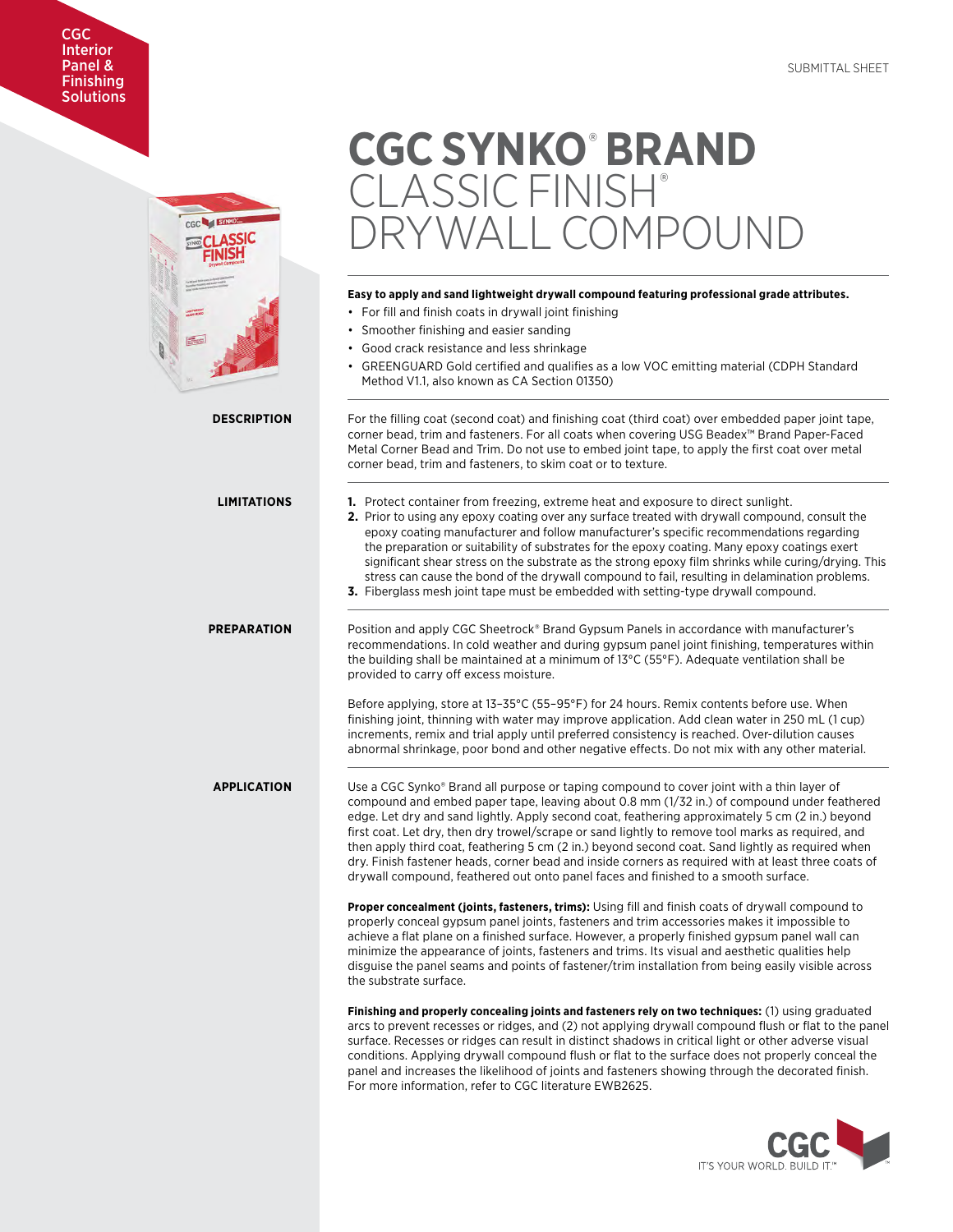CGC Interior Panel & Finishing Solutions

SUBMITTAL SHEET

# CGC SYNKO® BRAND CLASSIC FINISH® DRYWALL COMPOUND

**Easy to apply and sand lightweight drywall compound featuring professional grade attributes.**

- For fill and finish coats in drywall joint finishing
- Smoother finishing and easier sanding
- Good crack resistance and less shrinkage
- GREENGUARD Gold certified and qualifies as a low VOC emitting material (CDPH Standard Method V1.1, also known as CA Section 01350)

## DESCRIPTION

For the filling coat (second coat) and finishing coat (third coat) over embedded paper joint tape, corner bead, trim and fasteners. For all coats when covering USG Beadex™ Brand Paper-Faced Metal Corner Bead and Trim. Do not use to embed joint tape, to apply the first coat over metal corner bead, trim and fasteners, to skim coat or to texture.

## LIMITATIONS

1. Protect container from freezing, extreme heat and exposure to direct sunlight.
2. Prior to using any epoxy coating over any surface treated with drywall compound, consult the epoxy coating manufacturer and follow manufacturer's specific recommendations regarding the preparation or suitability of substrates for the epoxy coating. Many epoxy coatings exert significant shear stress on the substrate as the strong epoxy film shrinks while curing/drying. This stress can cause the bond of the drywall compound to fail, resulting in delamination problems.
3. Fiberglass mesh joint tape must be embedded with setting-type drywall compound.

## PREPARATION

Position and apply CGC Sheetrock® Brand Gypsum Panels in accordance with manufacturer's recommendations. In cold weather and during gypsum panel joint finishing, temperatures within the building shall be maintained at a minimum of 13°C (55°F). Adequate ventilation shall be provided to carry off excess moisture.

Before applying, store at 13–35°C (55–95°F) for 24 hours. Remix contents before use. When finishing joint, thinning with water may improve application. Add clean water in 250 mL (1 cup) increments, remix and trial apply until preferred consistency is reached. Over-dilution causes abnormal shrinkage, poor bond and other negative effects. Do not mix with any other material.

## APPLICATION

Use a CGC Synko® Brand all purpose or taping compound to cover joint with a thin layer of compound and embed paper tape, leaving about 0.8 mm (1/32 in.) of compound under feathered edge. Let dry and sand lightly. Apply second coat, feathering approximately 5 cm (2 in.) beyond first coat. Let dry, then dry trowel/scrape or sand lightly to remove tool marks as required, and then apply third coat, feathering 5 cm (2 in.) beyond second coat. Sand lightly as required when dry. Finish fastener heads, corner bead and inside corners as required with at least three coats of drywall compound, feathered out onto panel faces and finished to a smooth surface.

**Proper concealment (joints, fasteners, trims):** Using fill and finish coats of drywall compound to properly conceal gypsum panel joints, fasteners and trim accessories makes it impossible to achieve a flat plane on a finished surface. However, a properly finished gypsum panel wall can minimize the appearance of joints, fasteners and trims. Its visual and aesthetic qualities help disguise the panel seams and points of fastener/trim installation from being easily visible across the substrate surface.

**Finishing and properly concealing joints and fasteners rely on two techniques:** (1) using graduated arcs to prevent recesses or ridges, and (2) not applying drywall compound flush or flat to the panel surface. Recesses or ridges can result in distinct shadows in critical light or other adverse visual conditions. Applying drywall compound flush or flat to the surface does not properly conceal the panel and increases the likelihood of joints and fasteners showing through the decorated finish. For more information, refer to CGC literature EWB2625.

CGC IT'S YOUR WORLD. BUILD IT.™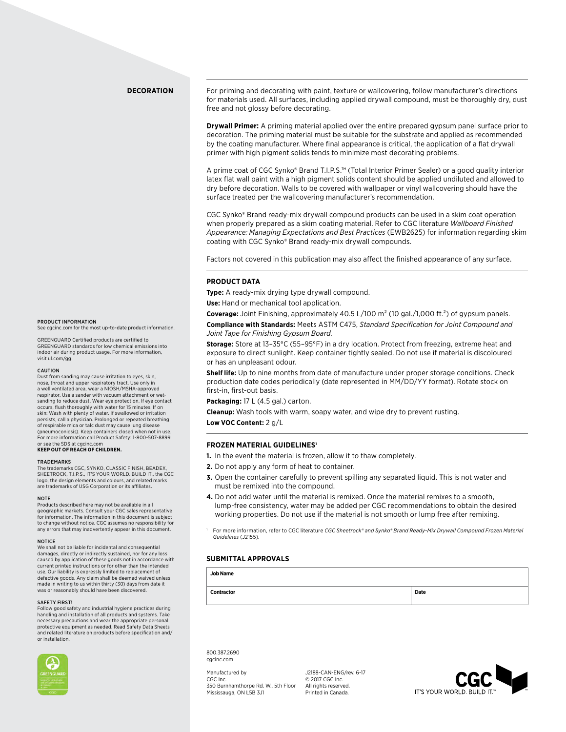## DECORATION

For priming and decorating with paint, texture or wallcovering, follow manufacturer's directions for materials used. All surfaces, including applied drywall compound, must be thoroughly dry, dust free and not glossy before decorating.

**Drywall Primer:** A priming material applied over the entire prepared gypsum panel surface prior to decoration. The priming material must be suitable for the substrate and applied as recommended by the coating manufacturer. Where final appearance is critical, the application of a flat drywall primer with high pigment solids tends to minimize most decorating problems.

A prime coat of CGC Synko® Brand T.I.P.S.™ (Total Interior Primer Sealer) or a good quality interior latex flat wall paint with a high pigment solids content should be applied undiluted and allowed to dry before decoration. Walls to be covered with wallpaper or vinyl wallcovering should have the surface treated per the wallcovering manufacturer's recommendation.

CGC Synko® Brand ready-mix drywall compound products can be used in a skim coat operation when properly prepared as a skim coating material. Refer to CGC literature *Wallboard Finished Appearance: Managing Expectations and Best Practices* (EWB2625) for information regarding skim coating with CGC Synko® Brand ready-mix drywall compounds.

Factors not covered in this publication may also affect the finished appearance of any surface.

## PRODUCT DATA

**Type:** A ready-mix drying type drywall compound.

**Use:** Hand or mechanical tool application.

**Coverage:** Joint Finishing, approximately 40.5 L/100 $m^2$ (10 gal./1,000 $ft.^2$) of gypsum panels.

**Compliance with Standards:** Meets ASTM C475, *Standard Specification for Joint Compound and Joint Tape for Finishing Gypsum Board.*

**Storage:** Store at 13–35°C (55–95°F) in a dry location. Protect from freezing, extreme heat and exposure to direct sunlight. Keep container tightly sealed. Do not use if material is discoloured or has an unpleasant odour.

**Shelf life:** Up to nine months from date of manufacture under proper storage conditions. Check production date codes periodically (date represented in MM/DD/YY format). Rotate stock on first-in, first-out basis.

**Packaging:** 17 L (4.5 gal.) carton.

**Cleanup:** Wash tools with warm, soapy water, and wipe dry to prevent rusting.

**Low VOC Content:** 2 g/L

## FROZEN MATERIAL GUIDELINES[1]

1. In the event the material is frozen, allow it to thaw completely.
2. Do not apply any form of heat to container.
3. Open the container carefully to prevent spilling any separated liquid. This is not water and must be remixed into the compound.
4. Do not add water until the material is remixed. Once the material remixes to a smooth, lump-free consistency, water may be added per CGC recommendations to obtain the desired working properties. Do not use if the material is not smooth or lump free after remixing.

[1] For more information, refer to CGC literature *CGC Sheetrock® and Synko® Brand Ready-Mix Drywall Compound Frozen Material Guidelines* (J2155).

## SUBMITTAL APPROVALS

| Job Name | |
|---|---|
| **Contractor** | **Date** |

**PRODUCT INFORMATION**
See cgcinc.com for the most up-to-date product information.

GREENGUARD Certified products are certified to GREENGUARD standards for low chemical emissions into indoor air during product usage. For more information, visit ul.com/gg.

**CAUTION**
Dust from sanding may cause irritation to eyes, skin, nose, throat and upper respiratory tract. Use only in a well ventilated area, wear a NIOSH/MSHA-approved respirator. Use a sander with vacuum attachment or wet-sanding to reduce dust. Wear eye protection. If eye contact occurs, flush thoroughly with water for 15 minutes. If on skin: Wash with plenty of water. If swallowed or irritation persists, call a physician. Prolonged or repeated breathing of respirable mica or talc dust may cause lung disease (pneumoconiosis). Keep containers closed when not in use. For more information call Product Safety: 1-800-507-8899 or see the SDS at cgcinc.com
**KEEP OUT OF REACH OF CHILDREN.**

**TRADEMARKS**
The trademarks CGC, SYNKO, CLASSIC FINISH, BEADEX, SHEETROCK, T.I.P.S., IT'S YOUR WORLD. BUILD IT., the CGC logo, the design elements and colours, and related marks are trademarks of USG Corporation or its affiliates.

**NOTE**
Products described here may not be available in all geographic markets. Consult your CGC sales representative for information. The information in this document is subject to change without notice. CGC assumes no responsibility for any errors that may inadvertently appear in this document.

**NOTICE**
We shall not be liable for incidental and consequential damages, directly or indirectly sustained, nor for any loss caused by application of these goods not in accordance with current printed instructions or for other than the intended use. Our liability is expressly limited to replacement of defective goods. Any claim shall be deemed waived unless made in writing to us within thirty (30) days from date it was or reasonably should have been discovered.

**SAFETY FIRST!**
Follow good safety and industrial hygiene practices during handling and installation of all products and systems. Take necessary precautions and wear the appropriate personal protective equipment as needed. Read Safety Data Sheets and related literature on products before specification and/or installation.

800.387.2690
cgcinc.com

Manufactured by
CGC Inc.
350 Burnhamthorpe Rd. W., 5th Floor
Mississauga, ON L5B 3J1

J2188-CAN-ENG/rev. 6-17
© 2017 CGC Inc.
All rights reserved.
Printed in Canada.

IT'S YOUR WORLD. BUILD IT.™